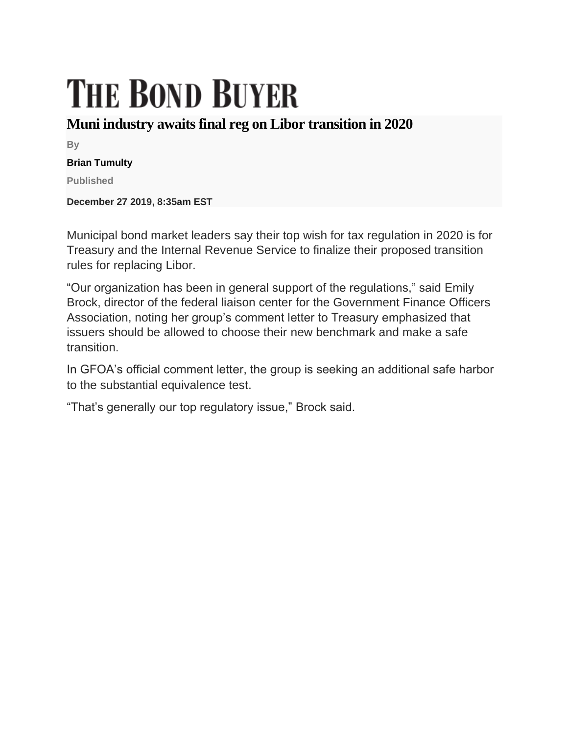# THE BOND BUYER

## Muni industry awaits final reg on Libor transition in 2020

By

**Brian Tumulty**

Published

**December 27 2019, 8:35am EST**

Municipal bond market leaders say their top wish for tax regulation in 2020 is for Treasury and the Internal Revenue Service to finalize their proposed transition rules for replacing Libor.

"Our organization has been in general support of the regulations," said Emily Brock, director of the federal liaison center for the Government Finance Officers Association, noting her group's comment letter to Treasury emphasized that issuers should be allowed to choose their new benchmark and make a safe transition.

In GFOA's official comment letter, the group is seeking an additional safe harbor to the substantial equivalence test.

"That's generally our top regulatory issue," Brock said.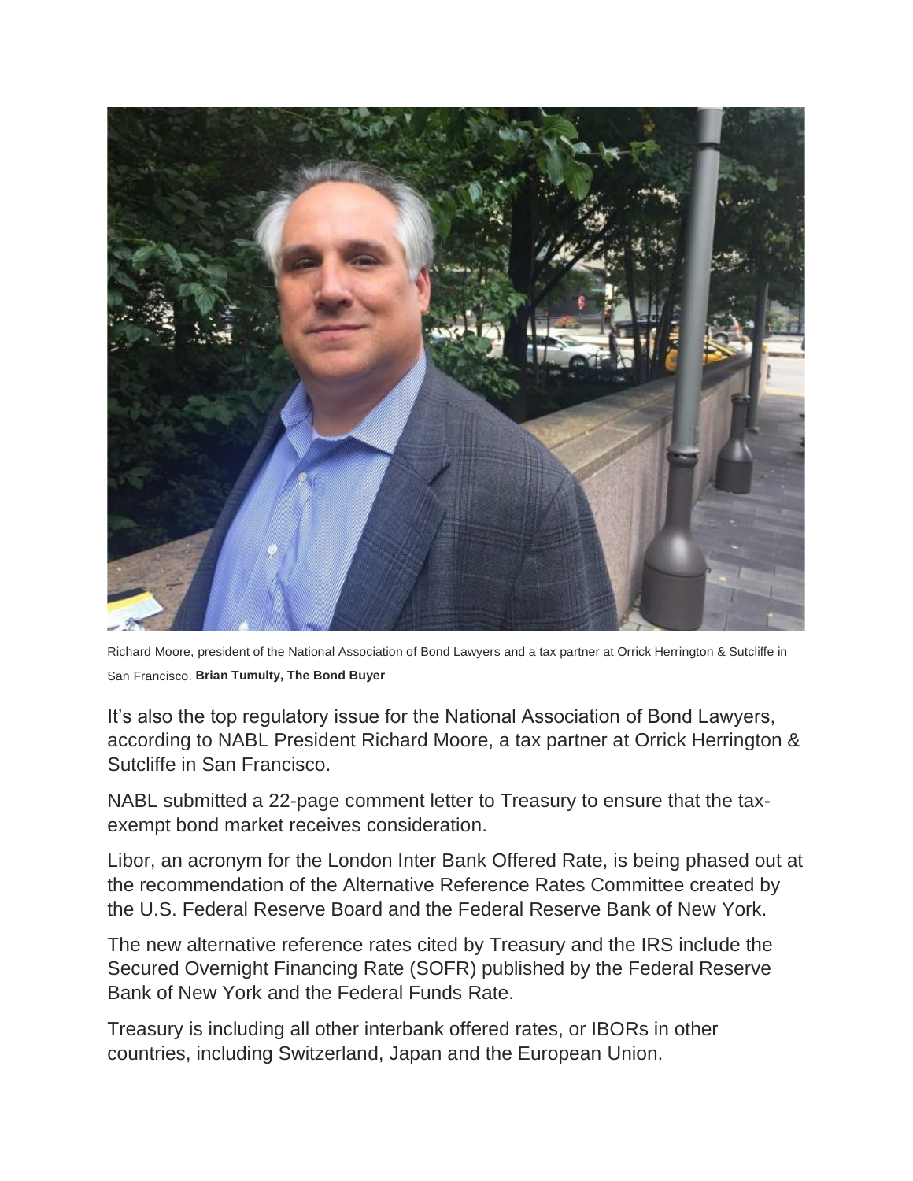Richard Moore, president of the National Association of Bond Lawyers and a tax partner at Orrick Herrington & Sutcliffe in San Francisco. **Brian Tumulty, The Bond Buyer**

It's also the top regulatory issue for the National Association of Bond Lawyers, according to NABL President Richard Moore, a tax partner at Orrick Herrington & Sutcliffe in San Francisco.

NABL submitted a 22-page comment letter to Treasury to ensure that the tax-exempt bond market receives consideration.

Libor, an acronym for the London Inter Bank Offered Rate, is being phased out at the recommendation of the Alternative Reference Rates Committee created by the U.S. Federal Reserve Board and the Federal Reserve Bank of New York.

The new alternative reference rates cited by Treasury and the IRS include the Secured Overnight Financing Rate (SOFR) published by the Federal Reserve Bank of New York and the Federal Funds Rate.

Treasury is including all other interbank offered rates, or IBORs in other countries, including Switzerland, Japan and the European Union.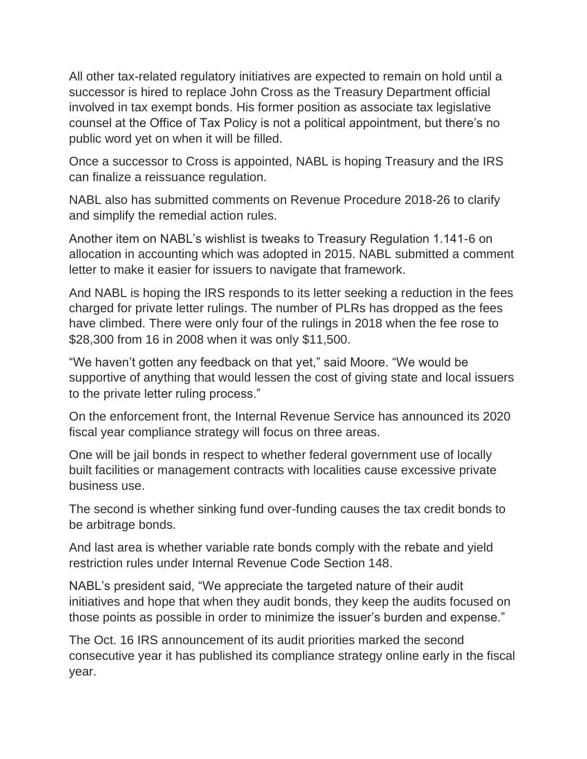All other tax-related regulatory initiatives are expected to remain on hold until a successor is hired to replace John Cross as the Treasury Department official involved in tax exempt bonds. His former position as associate tax legislative counsel at the Office of Tax Policy is not a political appointment, but there's no public word yet on when it will be filled.

Once a successor to Cross is appointed, NABL is hoping Treasury and the IRS can finalize a reissuance regulation.

NABL also has submitted comments on Revenue Procedure 2018-26 to clarify and simplify the remedial action rules.

Another item on NABL's wishlist is tweaks to Treasury Regulation 1.141-6 on allocation in accounting which was adopted in 2015. NABL submitted a comment letter to make it easier for issuers to navigate that framework.

And NABL is hoping the IRS responds to its letter seeking a reduction in the fees charged for private letter rulings. The number of PLRs has dropped as the fees have climbed. There were only four of the rulings in 2018 when the fee rose to $28,300 from 16 in 2008 when it was only $11,500.

"We haven't gotten any feedback on that yet," said Moore. "We would be supportive of anything that would lessen the cost of giving state and local issuers to the private letter ruling process."

On the enforcement front, the Internal Revenue Service has announced its 2020 fiscal year compliance strategy will focus on three areas.

One will be jail bonds in respect to whether federal government use of locally built facilities or management contracts with localities cause excessive private business use.

The second is whether sinking fund over-funding causes the tax credit bonds to be arbitrage bonds.

And last area is whether variable rate bonds comply with the rebate and yield restriction rules under Internal Revenue Code Section 148.

NABL's president said, "We appreciate the targeted nature of their audit initiatives and hope that when they audit bonds, they keep the audits focused on those points as possible in order to minimize the issuer's burden and expense."

The Oct. 16 IRS announcement of its audit priorities marked the second consecutive year it has published its compliance strategy online early in the fiscal year.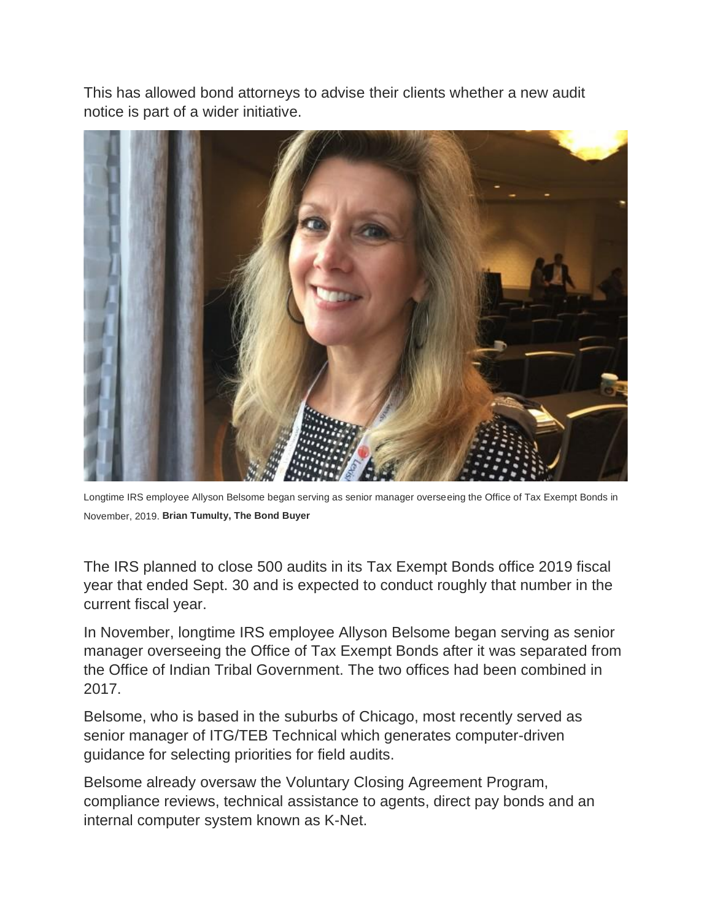This has allowed bond attorneys to advise their clients whether a new audit notice is part of a wider initiative.

Longtime IRS employee Allyson Belsome began serving as senior manager overseeing the Office of Tax Exempt Bonds in November, 2019. **Brian Tumulty, The Bond Buyer**

The IRS planned to close 500 audits in its Tax Exempt Bonds office 2019 fiscal year that ended Sept. 30 and is expected to conduct roughly that number in the current fiscal year.

In November, longtime IRS employee Allyson Belsome began serving as senior manager overseeing the Office of Tax Exempt Bonds after it was separated from the Office of Indian Tribal Government. The two offices had been combined in 2017.

Belsome, who is based in the suburbs of Chicago, most recently served as senior manager of ITG/TEB Technical which generates computer-driven guidance for selecting priorities for field audits.

Belsome already oversaw the Voluntary Closing Agreement Program, compliance reviews, technical assistance to agents, direct pay bonds and an internal computer system known as K-Net.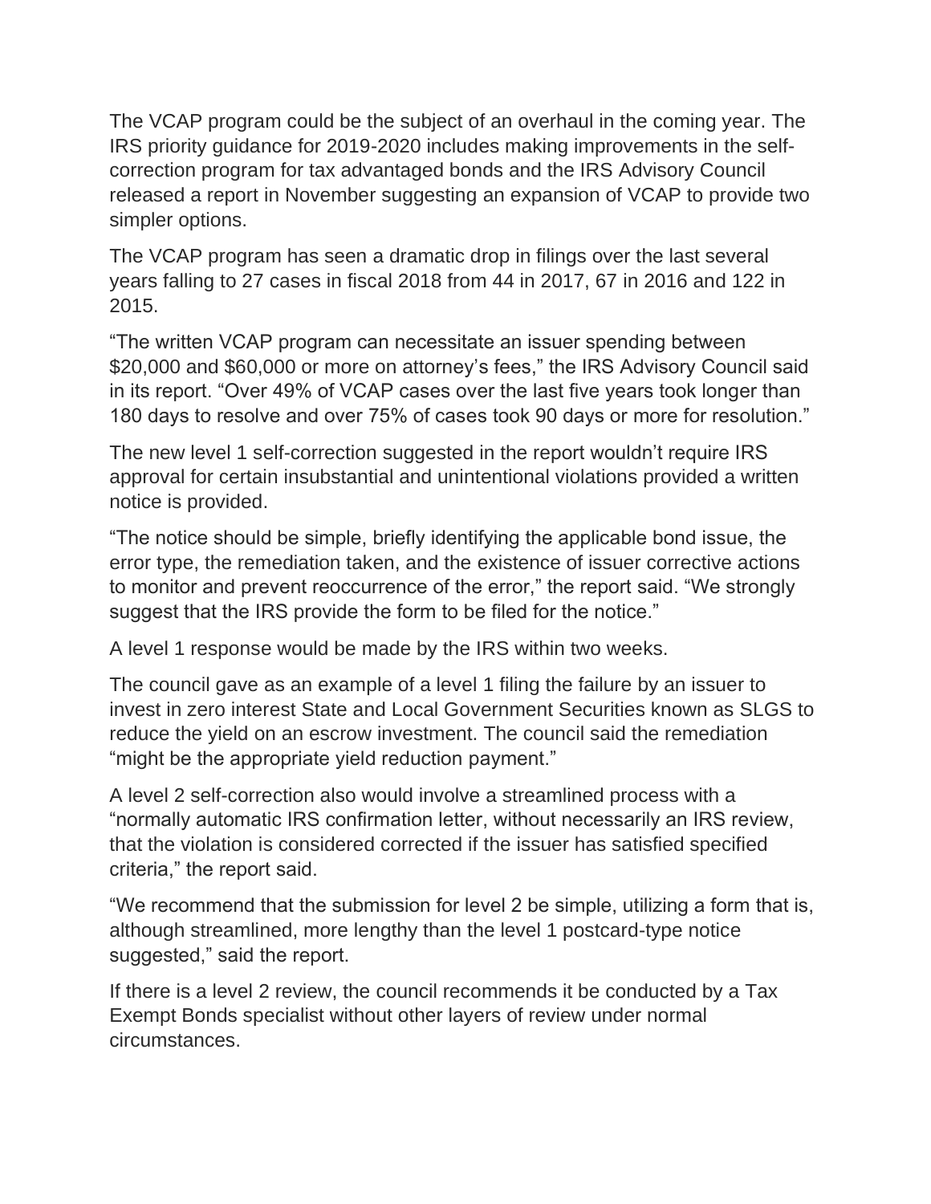The VCAP program could be the subject of an overhaul in the coming year. The IRS priority guidance for 2019-2020 includes making improvements in the self-correction program for tax advantaged bonds and the IRS Advisory Council released a report in November suggesting an expansion of VCAP to provide two simpler options.

The VCAP program has seen a dramatic drop in filings over the last several years falling to 27 cases in fiscal 2018 from 44 in 2017, 67 in 2016 and 122 in 2015.

"The written VCAP program can necessitate an issuer spending between $20,000 and $60,000 or more on attorney's fees," the IRS Advisory Council said in its report. "Over 49% of VCAP cases over the last five years took longer than 180 days to resolve and over 75% of cases took 90 days or more for resolution."

The new level 1 self-correction suggested in the report wouldn't require IRS approval for certain insubstantial and unintentional violations provided a written notice is provided.

"The notice should be simple, briefly identifying the applicable bond issue, the error type, the remediation taken, and the existence of issuer corrective actions to monitor and prevent reoccurrence of the error," the report said. "We strongly suggest that the IRS provide the form to be filed for the notice."

A level 1 response would be made by the IRS within two weeks.

The council gave as an example of a level 1 filing the failure by an issuer to invest in zero interest State and Local Government Securities known as SLGS to reduce the yield on an escrow investment. The council said the remediation "might be the appropriate yield reduction payment."

A level 2 self-correction also would involve a streamlined process with a "normally automatic IRS confirmation letter, without necessarily an IRS review, that the violation is considered corrected if the issuer has satisfied specified criteria," the report said.

"We recommend that the submission for level 2 be simple, utilizing a form that is, although streamlined, more lengthy than the level 1 postcard-type notice suggested," said the report.

If there is a level 2 review, the council recommends it be conducted by a Tax Exempt Bonds specialist without other layers of review under normal circumstances.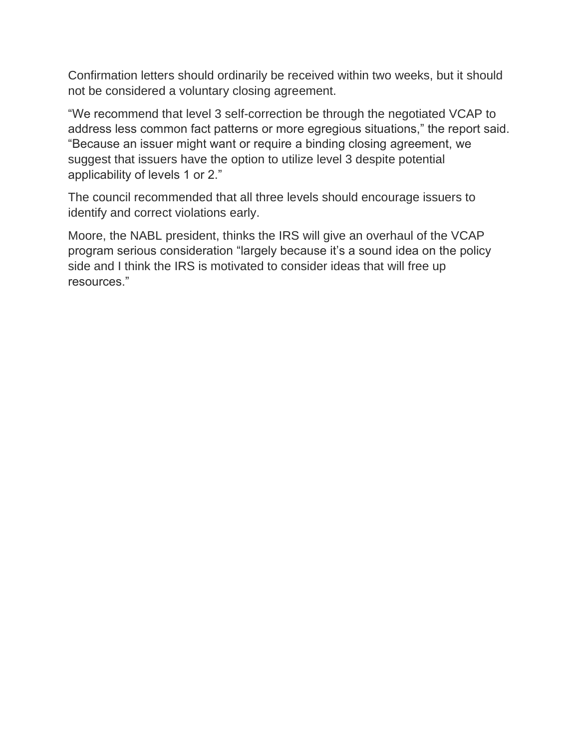Confirmation letters should ordinarily be received within two weeks, but it should not be considered a voluntary closing agreement.

“We recommend that level 3 self-correction be through the negotiated VCAP to address less common fact patterns or more egregious situations,” the report said. “Because an issuer might want or require a binding closing agreement, we suggest that issuers have the option to utilize level 3 despite potential applicability of levels 1 or 2.”

The council recommended that all three levels should encourage issuers to identify and correct violations early.

Moore, the NABL president, thinks the IRS will give an overhaul of the VCAP program serious consideration “largely because it’s a sound idea on the policy side and I think the IRS is motivated to consider ideas that will free up resources.”